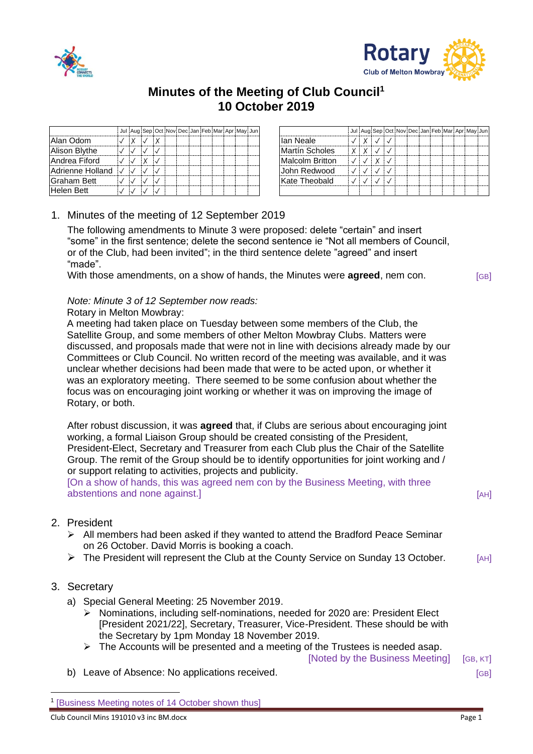# Minutes of the Meeting of Club Council[1]
# 10 October 2019

| | Jul | Aug | Sep | Oct | Nov | Dec | Jan | Feb | Mar | Apr | May | Jun |
|---|---|---|---|---|---|---|---|---|---|---|---|---|
| Alan Odom | ✓ | X | ✓ | X | | | | | | | | |
| Alison Blythe | ✓ | ✓ | ✓ | ✓ | | | | | | | | |
| Andrea Fiford | ✓ | ✓ | X | ✓ | | | | | | | | |
| Adrienne Holland | ✓ | ✓ | ✓ | ✓ | | | | | | | | |
| Graham Bett | ✓ | ✓ | ✓ | ✓ | | | | | | | | |
| Helen Bett | ✓ | ✓ | ✓ | ✓ | | | | | | | | |

| | Jul | Aug | Sep | Oct | Nov | Dec | Jan | Feb | Mar | Apr | May | Jun |
|---|---|---|---|---|---|---|---|---|---|---|---|---|
| Ian Neale | ✓ | X | ✓ | ✓ | | | | | | | | |
| Martín Scholes | X | X | ✓ | ✓ | | | | | | | | |
| Malcolm Britton | ✓ | ✓ | X | ✓ | | | | | | | | |
| John Redwood | ✓ | ✓ | ✓ | ✓ | | | | | | | | |
| Kate Theobald | ✓ | ✓ | ✓ | ✓ | | | | | | | | |
| | | | | | | | | | | | | |

1. Minutes of the meeting of 12 September 2019

   The following amendments to Minute 3 were proposed: delete "certain" and insert "some" in the first sentence; delete the second sentence ie "Not all members of Council, or of the Club, had been invited"; in the third sentence delete "agreed" and insert "made".

   With those amendments, on a show of hands, the Minutes were **agreed**, nem con. [GB]

   *Note: Minute 3 of 12 September now reads:*

   Rotary in Melton Mowbray:

   A meeting had taken place on Tuesday between some members of the Club, the Satellite Group, and some members of other Melton Mowbray Clubs. Matters were discussed, and proposals made that were not in line with decisions already made by our Committees or Club Council. No written record of the meeting was available, and it was unclear whether decisions had been made that were to be acted upon, or whether it was an exploratory meeting. There seemed to be some confusion about whether the focus was on encouraging joint working or whether it was on improving the image of Rotary, or both.

   After robust discussion, it was **agreed** that, if Clubs are serious about encouraging joint working, a formal Liaison Group should be created consisting of the President, President-Elect, Secretary and Treasurer from each Club plus the Chair of the Satellite Group. The remit of the Group should be to identify opportunities for joint working and / or support relating to activities, projects and publicity.

   [On a show of hands, this was agreed nem con by the Business Meeting, with three abstentions and none against.] [AH]

2. President
   - All members had been asked if they wanted to attend the Bradford Peace Seminar on 26 October. David Morris is booking a coach.
   - The President will represent the Club at the County Service on Sunday 13 October. [AH]

3. Secretary
   a) Special General Meeting: 25 November 2019.
      - Nominations, including self-nominations, needed for 2020 are: President Elect [President 2021/22], Secretary, Treasurer, Vice-President. These should be with the Secretary by 1pm Monday 18 November 2019.
      - The Accounts will be presented and a meeting of the Trustees is needed asap.

        [Noted by the Business Meeting] [GB, KT]

   b) Leave of Absence: No applications received. [GB]

[1] [Business Meeting notes of 14 October shown thus]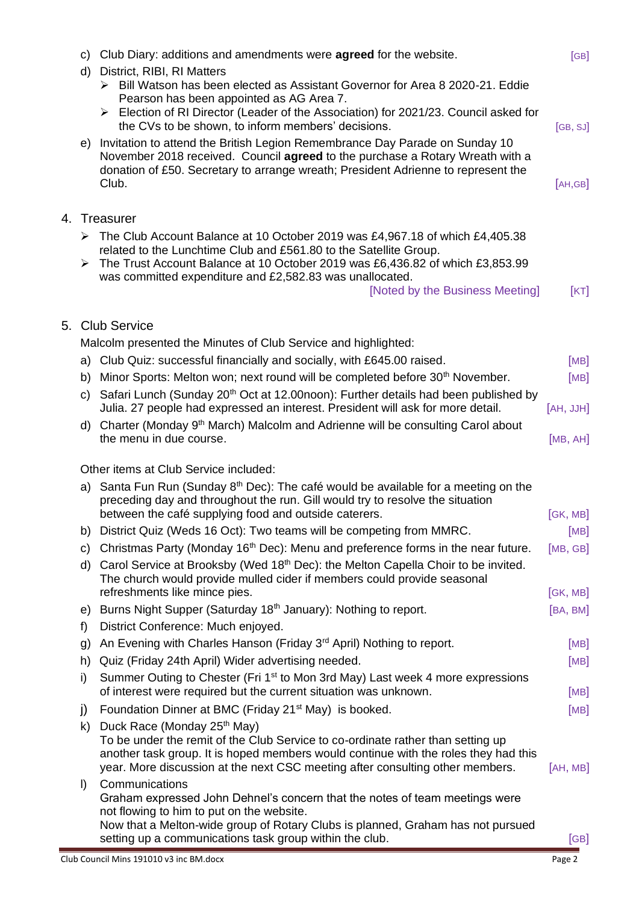c) Club Diary: additions and amendments were **agreed** for the website. [GB]

d) District, RIBI, RI Matters
   - Bill Watson has been elected as Assistant Governor for Area 8 2020-21. Eddie Pearson has been appointed as AG Area 7.
   - Election of RI Director (Leader of the Association) for 2021/23. Council asked for the CVs to be shown, to inform members' decisions. [GB, SJ]

e) Invitation to attend the British Legion Remembrance Day Parade on Sunday 10 November 2018 received. Council **agreed** to the purchase a Rotary Wreath with a donation of £50. Secretary to arrange wreath; President Adrienne to represent the Club. [AH,GB]

## 4. Treasurer

- The Club Account Balance at 10 October 2019 was £4,967.18 of which £4,405.38 related to the Lunchtime Club and £561.80 to the Satellite Group.
- The Trust Account Balance at 10 October 2019 was £6,436.82 of which £3,853.99 was committed expenditure and £2,582.83 was unallocated.

[Noted by the Business Meeting] [KT]

## 5. Club Service

Malcolm presented the Minutes of Club Service and highlighted:

a) Club Quiz: successful financially and socially, with £645.00 raised. [MB]

b) Minor Sports: Melton won; next round will be completed before 30th November. [MB]

c) Safari Lunch (Sunday 20th Oct at 12.00noon): Further details had been published by Julia. 27 people had expressed an interest. President will ask for more detail. [AH, JJH]

d) Charter (Monday 9th March) Malcolm and Adrienne will be consulting Carol about the menu in due course. [MB, AH]

Other items at Club Service included:

a) Santa Fun Run (Sunday 8th Dec): The café would be available for a meeting on the preceding day and throughout the run. Gill would try to resolve the situation between the café supplying food and outside caterers. [GK, MB]

b) District Quiz (Weds 16 Oct): Two teams will be competing from MMRC. [MB]

c) Christmas Party (Monday 16th Dec): Menu and preference forms in the near future. [MB, GB]

d) Carol Service at Brooksby (Wed 18th Dec): the Melton Capella Choir to be invited. The church would provide mulled cider if members could provide seasonal refreshments like mince pies. [GK, MB]

e) Burns Night Supper (Saturday 18th January): Nothing to report. [BA, BM]

f) District Conference: Much enjoyed.

g) An Evening with Charles Hanson (Friday 3rd April) Nothing to report. [MB]

h) Quiz (Friday 24th April) Wider advertising needed. [MB]

i) Summer Outing to Chester (Fri 1st to Mon 3rd May) Last week 4 more expressions of interest were required but the current situation was unknown. [MB]

j) Foundation Dinner at BMC (Friday 21st May) is booked. [MB]

k) Duck Race (Monday 25th May)
To be under the remit of the Club Service to co-ordinate rather than setting up another task group. It is hoped members would continue with the roles they had this year. More discussion at the next CSC meeting after consulting other members. [AH, MB]

l) Communications
Graham expressed John Dehnel's concern that the notes of team meetings were not flowing to him to put on the website.
Now that a Melton-wide group of Rotary Clubs is planned, Graham has not pursued setting up a communications task group within the club. [GB]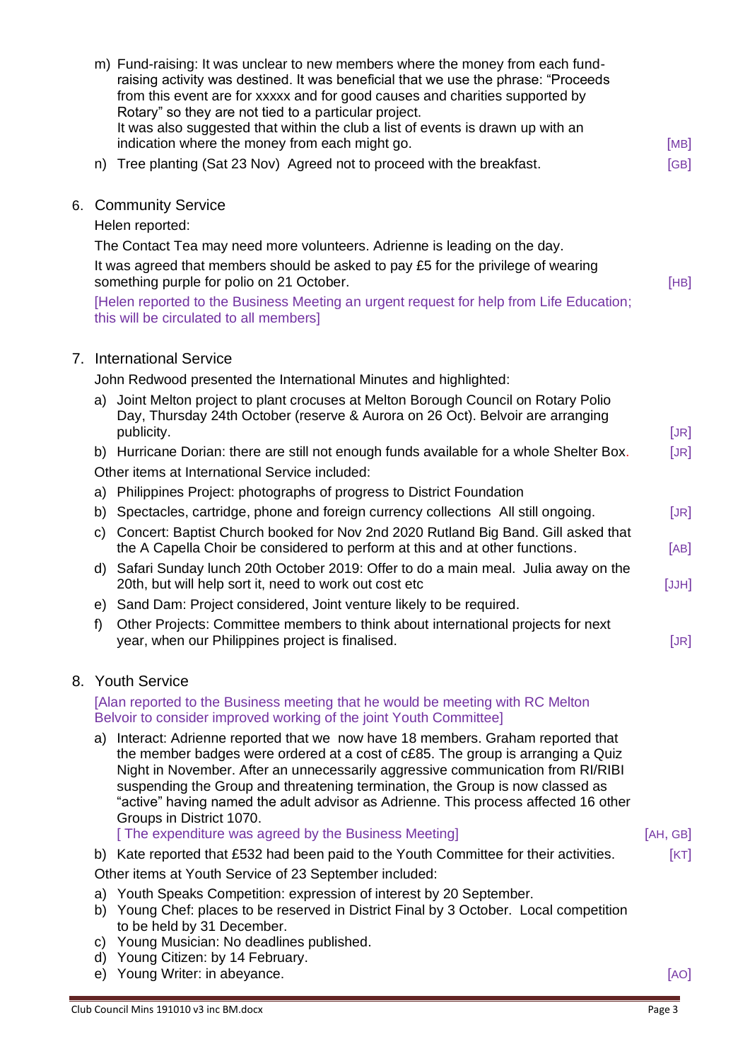m) Fund-raising: It was unclear to new members where the money from each fund-raising activity was destined. It was beneficial that we use the phrase: "Proceeds from this event are for xxxxx and for good causes and charities supported by Rotary" so they are not tied to a particular project.
It was also suggested that within the club a list of events is drawn up with an indication where the money from each might go. [MB]

n) Tree planting (Sat 23 Nov) Agreed not to proceed with the breakfast. [GB]

6. Community Service

Helen reported:

The Contact Tea may need more volunteers. Adrienne is leading on the day.

It was agreed that members should be asked to pay £5 for the privilege of wearing something purple for polio on 21 October. [HB]

[Helen reported to the Business Meeting an urgent request for help from Life Education; this will be circulated to all members]

7. International Service

John Redwood presented the International Minutes and highlighted:

a) Joint Melton project to plant crocuses at Melton Borough Council on Rotary Polio Day, Thursday 24th October (reserve & Aurora on 26 Oct). Belvoir are arranging publicity. [JR]
b) Hurricane Dorian: there are still not enough funds available for a whole Shelter Box. [JR]

Other items at International Service included:

a) Philippines Project: photographs of progress to District Foundation
b) Spectacles, cartridge, phone and foreign currency collections All still ongoing. [JR]
c) Concert: Baptist Church booked for Nov 2nd 2020 Rutland Big Band. Gill asked that the A Capella Choir be considered to perform at this and at other functions. [AB]
d) Safari Sunday lunch 20th October 2019: Offer to do a main meal. Julia away on the 20th, but will help sort it, need to work out cost etc [JJH]
e) Sand Dam: Project considered, Joint venture likely to be required.
f) Other Projects: Committee members to think about international projects for next year, when our Philippines project is finalised. [JR]

8. Youth Service

[Alan reported to the Business meeting that he would be meeting with RC Melton Belvoir to consider improved working of the joint Youth Committee]

a) Interact: Adrienne reported that we now have 18 members. Graham reported that the member badges were ordered at a cost of c£85. The group is arranging a Quiz Night in November. After an unnecessarily aggressive communication from RI/RIBI suspending the Group and threatening termination, the Group is now classed as "active" having named the adult advisor as Adrienne. This process affected 16 other Groups in District 1070.
[ The expenditure was agreed by the Business Meeting] [AH, GB]
b) Kate reported that £532 had been paid to the Youth Committee for their activities. [KT]

Other items at Youth Service of 23 September included:

a) Youth Speaks Competition: expression of interest by 20 September.
b) Young Chef: places to be reserved in District Final by 3 October. Local competition to be held by 31 December.
c) Young Musician: No deadlines published.
d) Young Citizen: by 14 February.
e) Young Writer: in abeyance. [AO]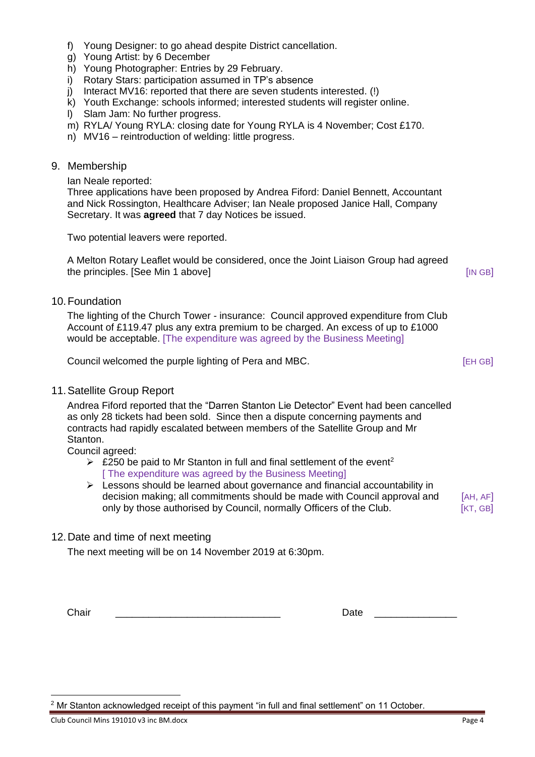f) Young Designer: to go ahead despite District cancellation.
g) Young Artist: by 6 December
h) Young Photographer: Entries by 29 February.
i) Rotary Stars: participation assumed in TP's absence
j) Interact MV16: reported that there are seven students interested. (!)
k) Youth Exchange: schools informed; interested students will register online.
l) Slam Jam: No further progress.
m) RYLA/ Young RYLA: closing date for Young RYLA is 4 November; Cost £170.
n) MV16 – reintroduction of welding: little progress.

## 9. Membership

Ian Neale reported:
Three applications have been proposed by Andrea Fiford: Daniel Bennett, Accountant and Nick Rossington, Healthcare Adviser; Ian Neale proposed Janice Hall, Company Secretary. It was **agreed** that 7 day Notices be issued.

Two potential leavers were reported.

A Melton Rotary Leaflet would be considered, once the Joint Liaison Group had agreed the principles. [See Min 1 above] [IN GB]

## 10. Foundation

The lighting of the Church Tower - insurance: Council approved expenditure from Club Account of £119.47 plus any extra premium to be charged. An excess of up to £1000 would be acceptable. [The expenditure was agreed by the Business Meeting]

Council welcomed the purple lighting of Pera and MBC. [EH GB]

## 11. Satellite Group Report

Andrea Fiford reported that the "Darren Stanton Lie Detector" Event had been cancelled as only 28 tickets had been sold. Since then a dispute concerning payments and contracts had rapidly escalated between members of the Satellite Group and Mr Stanton.
Council agreed:

- £250 be paid to Mr Stanton in full and final settlement of the event[2]
  [ The expenditure was agreed by the Business Meeting]
- Lessons should be learned about governance and financial accountability in decision making; all commitments should be made with Council approval and only by those authorised by Council, normally Officers of the Club. [AH, AF] [KT, GB]

## 12. Date and time of next meeting

The next meeting will be on 14 November 2019 at 6:30pm.

Chair ______________________________ Date _______________

[2] Mr Stanton acknowledged receipt of this payment "in full and final settlement" on 11 October.